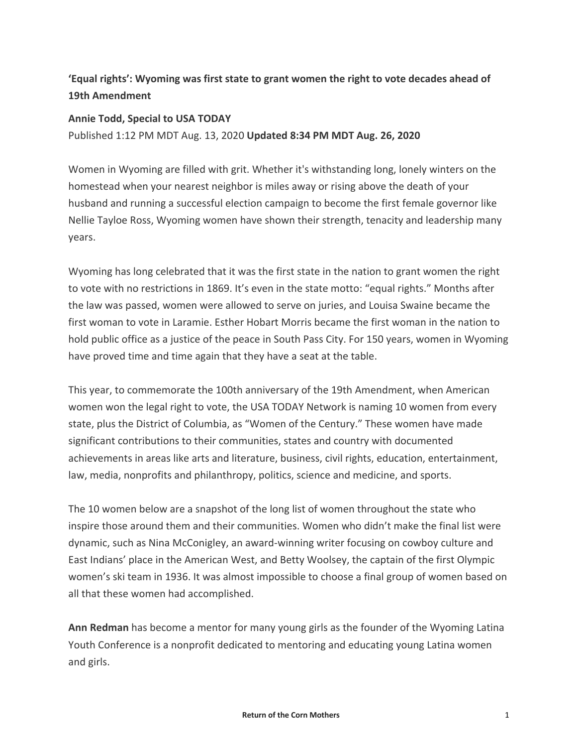**'Equal rights': Wyoming was first state to grant women the right to vote decades ahead of 19th Amendment**

**Annie Todd, Special to USA TODAY**

Published 1:12 PM MDT Aug. 13, 2020 **Updated 8:34 PM MDT Aug. 26, 2020**

Women in Wyoming are filled with grit. Whether it's withstanding long, lonely winters on the homestead when your nearest neighbor is miles away or rising above the death of your husband and running a successful election campaign to become the first female governor like Nellie Tayloe Ross, Wyoming women have shown their strength, tenacity and leadership many years.

Wyoming has long celebrated that it was the first state in the nation to grant women the right to vote with no restrictions in 1869. It's even in the state motto: "equal rights." Months after the law was passed, women were allowed to serve on juries, and Louisa Swaine became the first woman to vote in Laramie. Esther Hobart Morris became the first woman in the nation to hold public office as a justice of the peace in South Pass City. For 150 years, women in Wyoming have proved time and time again that they have a seat at the table.

This year, to commemorate the 100th anniversary of the 19th Amendment, when American women won the legal right to vote, the USA TODAY Network is naming 10 women from every state, plus the District of Columbia, as "Women of the Century." These women have made significant contributions to their communities, states and country with documented achievements in areas like arts and literature, business, civil rights, education, entertainment, law, media, nonprofits and philanthropy, politics, science and medicine, and sports.

The 10 women below are a snapshot of the long list of women throughout the state who inspire those around them and their communities. Women who didn't make the final list were dynamic, such as Nina McConigley, an award-winning writer focusing on cowboy culture and East Indians' place in the American West, and Betty Woolsey, the captain of the first Olympic women's ski team in 1936. It was almost impossible to choose a final group of women based on all that these women had accomplished.

**Ann Redman** has become a mentor for many young girls as the founder of the Wyoming Latina Youth Conference is a nonprofit dedicated to mentoring and educating young Latina women and girls.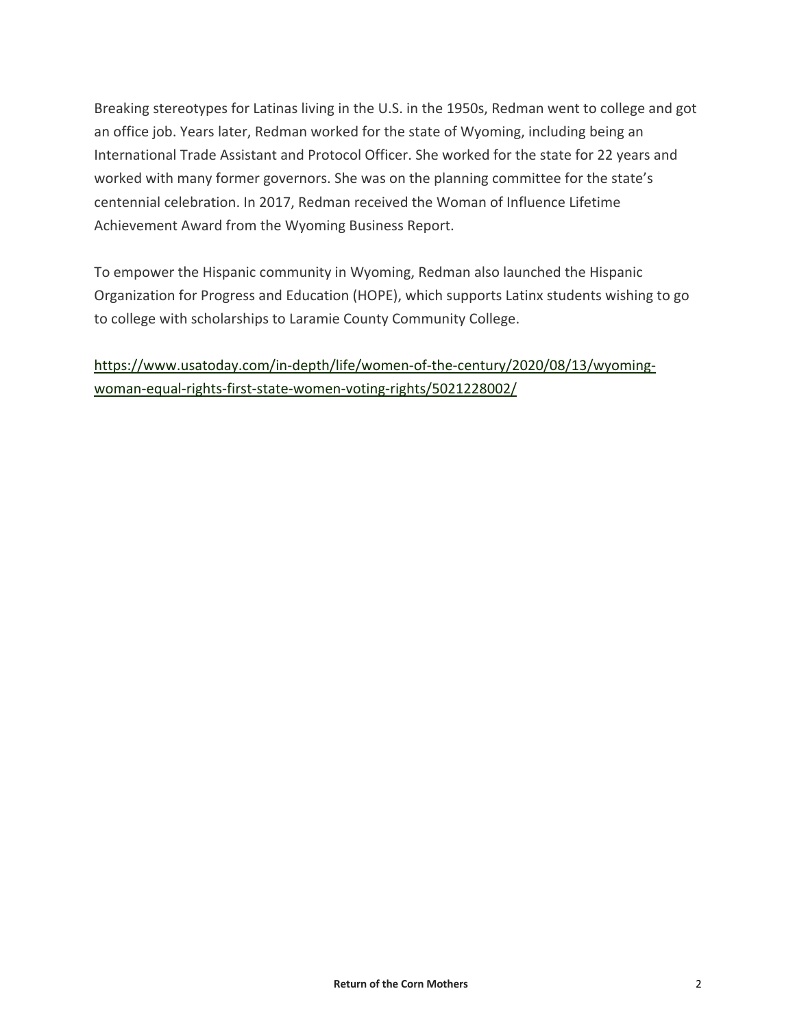Breaking stereotypes for Latinas living in the U.S. in the 1950s, Redman went to college and got an office job. Years later, Redman worked for the state of Wyoming, including being an International Trade Assistant and Protocol Officer. She worked for the state for 22 years and worked with many former governors. She was on the planning committee for the state's centennial celebration. In 2017, Redman received the Woman of Influence Lifetime Achievement Award from the Wyoming Business Report.

To empower the Hispanic community in Wyoming, Redman also launched the Hispanic Organization for Progress and Education (HOPE), which supports Latinx students wishing to go to college with scholarships to Laramie County Community College.

https://www.usatoday.com/in-depth/life/women-of-the-century/2020/08/13/wyoming-woman-equal-rights-first-state-women-voting-rights/5021228002/